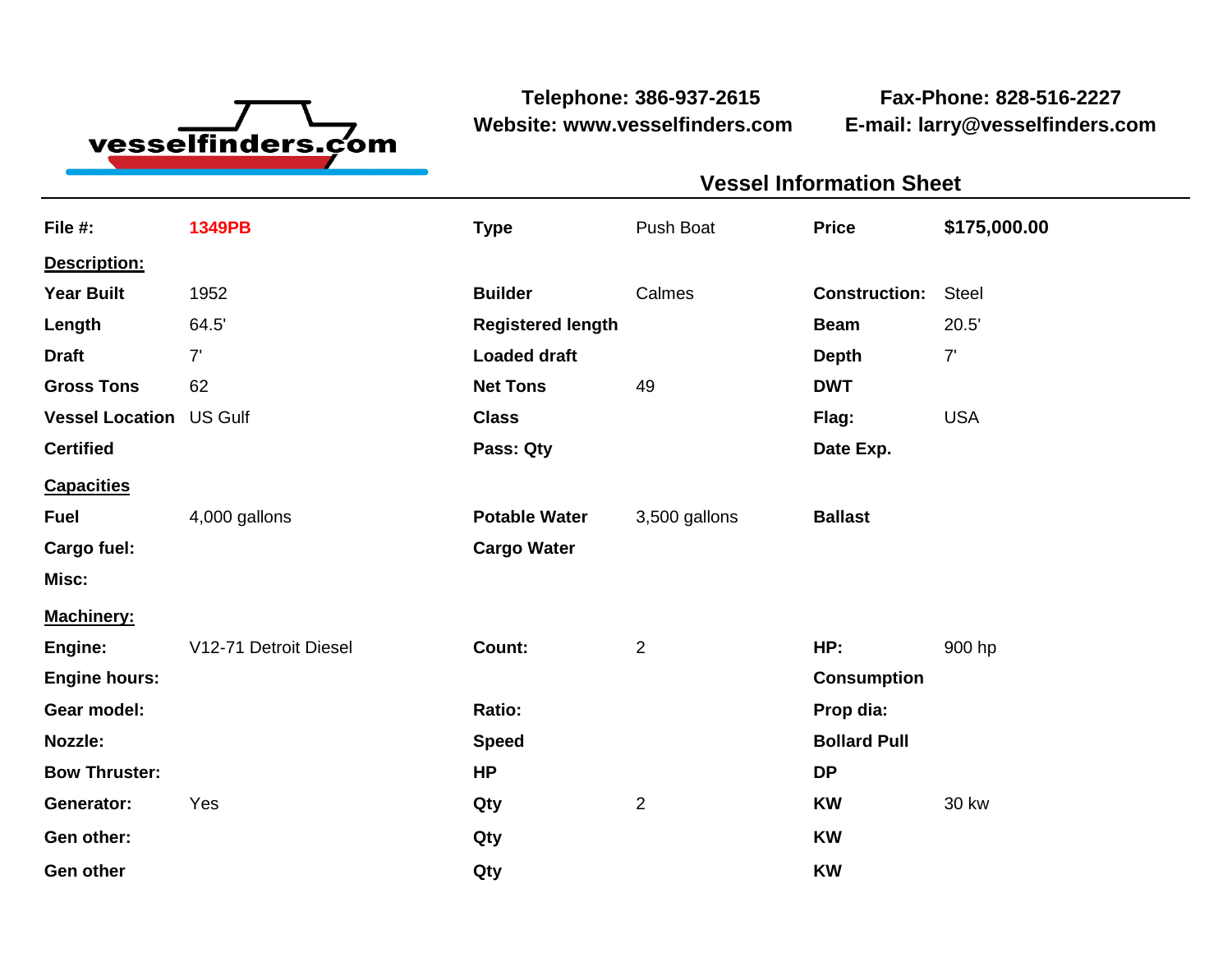vesselfinders.com

**Telephone: 386-937-2615**
**Website: www.vesselfinders.com**

**Fax-Phone: 828-516-2227**
**E-mail: larry@vesselfinders.com**

## Vessel Information Sheet

| **File #:** | **1349PB** | **Type** | Push Boat | **Price** | **$175,000.00** |
|---|---|---|---|---|---|
| **Description:** | | | | | |
| **Year Built** | 1952 | **Builder** | Calmes | **Construction:** | Steel |
| **Length** | 64.5' | **Registered length** | | **Beam** | 20.5' |
| **Draft** | 7' | **Loaded draft** | | **Depth** | 7' |
| **Gross Tons** | 62 | **Net Tons** | 49 | **DWT** | |
| **Vessel Location** | US Gulf | **Class** | | **Flag:** | USA |
| **Certified** | | **Pass: Qty** | | **Date Exp.** | |
| **Capacities** | | | | | |
| **Fuel** | 4,000 gallons | **Potable Water** | 3,500 gallons | **Ballast** | |
| **Cargo fuel:** | | **Cargo Water** | | | |
| **Misc:** | | | | | |
| **Machinery:** | | | | | |
| **Engine:** | V12-71 Detroit Diesel | **Count:** | 2 | **HP:** | 900 hp |
| **Engine hours:** | | | | **Consumption** | |
| **Gear model:** | | **Ratio:** | | **Prop dia:** | |
| **Nozzle:** | | **Speed** | | **Bollard Pull** | |
| **Bow Thruster:** | | **HP** | | **DP** | |
| **Generator:** | Yes | **Qty** | 2 | **KW** | 30 kw |
| **Gen other:** | | **Qty** | | **KW** | |
| **Gen other** | | **Qty** | | **KW** | |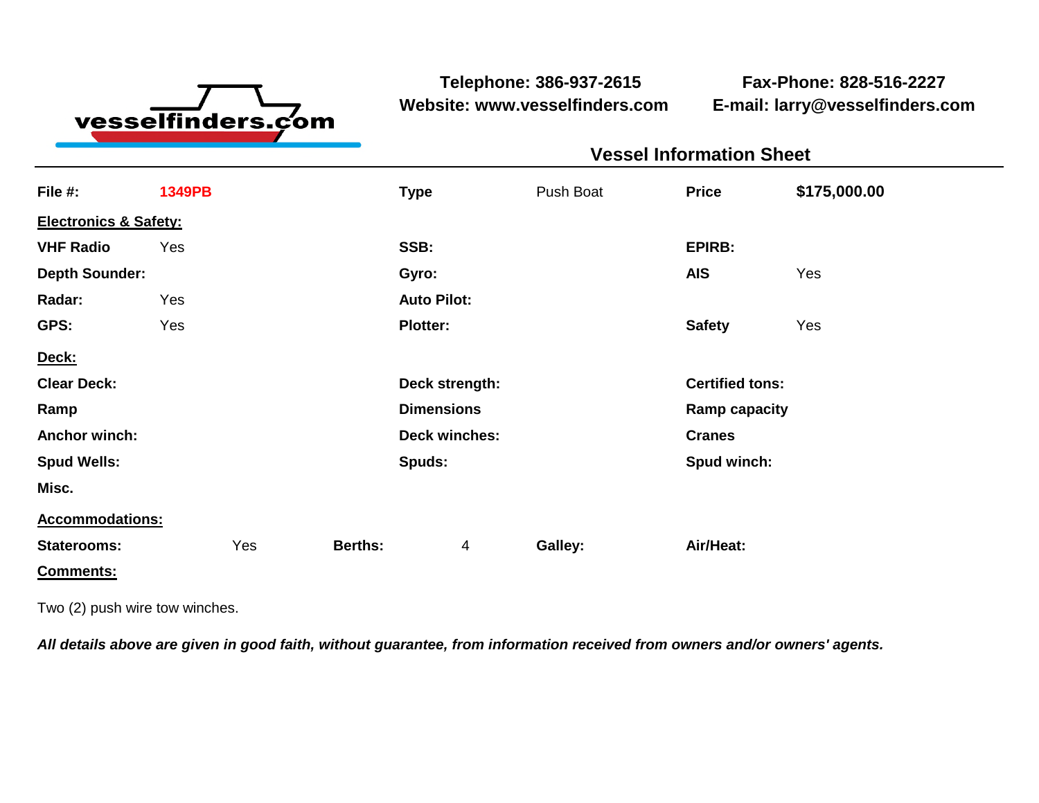**Telephone: 386-937-2615**
**Website: www.vesselfinders.com**

**Fax-Phone: 828-516-2227**
**E-mail: larry@vesselfinders.com**

## Vessel Information Sheet

| | | | | | |
|---|---|---|---|---|---|
| **File #:** | **1349PB** | **Type** | Push Boat | **Price** | **$175,000.00** |

**Electronics & Safety:**

| | | | | | |
|---|---|---|---|---|---|
| **VHF Radio** | Yes | **SSB:** | | **EPIRB:** | |
| **Depth Sounder:** | | **Gyro:** | | **AIS** | Yes |
| **Radar:** | Yes | **Auto Pilot:** | | | |
| **GPS:** | Yes | **Plotter:** | | **Safety** | Yes |

**Deck:**

| | | |
|---|---|---|
| **Clear Deck:** | **Deck strength:** | **Certified tons:** |
| **Ramp** | **Dimensions** | **Ramp capacity** |
| **Anchor winch:** | **Deck winches:** | **Cranes** |
| **Spud Wells:** | **Spuds:** | **Spud winch:** |
| **Misc.** | | |

**Accommodations:**

| | | | | | |
|---|---|---|---|---|---|
| **Staterooms:** | Yes | **Berths:** | 4 | **Galley:** | **Air/Heat:** |

**Comments:**

Two (2) push wire tow winches.

***All details above are given in good faith, without guarantee, from information received from owners and/or owners' agents.***